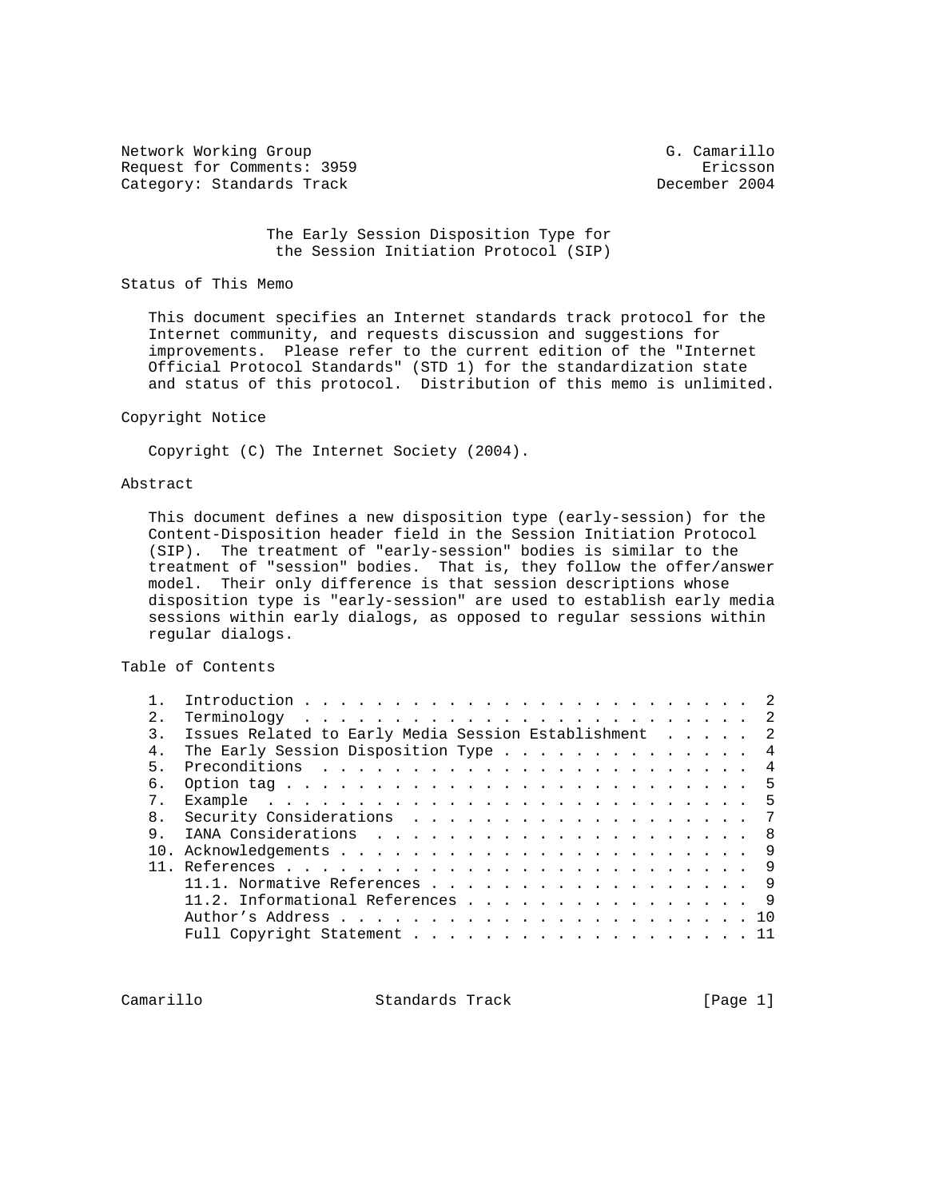Network Working Group G. Camarillo
Request for Comments: 3959 Ericsson
Category: Standards Track December 2004

# The Early Session Disposition Type for the Session Initiation Protocol (SIP)

## Status of This Memo

This document specifies an Internet standards track protocol for the Internet community, and requests discussion and suggestions for improvements. Please refer to the current edition of the "Internet Official Protocol Standards" (STD 1) for the standardization state and status of this protocol. Distribution of this memo is unlimited.

## Copyright Notice

Copyright (C) The Internet Society (2004).

## Abstract

This document defines a new disposition type (early-session) for the Content-Disposition header field in the Session Initiation Protocol (SIP). The treatment of "early-session" bodies is similar to the treatment of "session" bodies. That is, they follow the offer/answer model. Their only difference is that session descriptions whose disposition type is "early-session" are used to establish early media sessions within early dialogs, as opposed to regular sessions within regular dialogs.

## Table of Contents

```
1.  Introduction . . . . . . . . . . . . . . . . . . . . . . . .  2
2.  Terminology  . . . . . . . . . . . . . . . . . . . . . . . .  2
3.  Issues Related to Early Media Session Establishment  . . . .  2
4.  The Early Session Disposition Type . . . . . . . . . . . . .  4
5.  Preconditions  . . . . . . . . . . . . . . . . . . . . . . .  4
6.  Option tag . . . . . . . . . . . . . . . . . . . . . . . . .  5
7.  Example  . . . . . . . . . . . . . . . . . . . . . . . . . .  5
8.  Security Considerations  . . . . . . . . . . . . . . . . . .  7
9.  IANA Considerations  . . . . . . . . . . . . . . . . . . . .  8
10. Acknowledgements . . . . . . . . . . . . . . . . . . . . . .  9
11. References . . . . . . . . . . . . . . . . . . . . . . . . .  9
    11.1. Normative References . . . . . . . . . . . . . . . . .  9
    11.2. Informational References . . . . . . . . . . . . . . .  9
    Author's Address . . . . . . . . . . . . . . . . . . . . . . 10
    Full Copyright Statement . . . . . . . . . . . . . . . . . . 11
```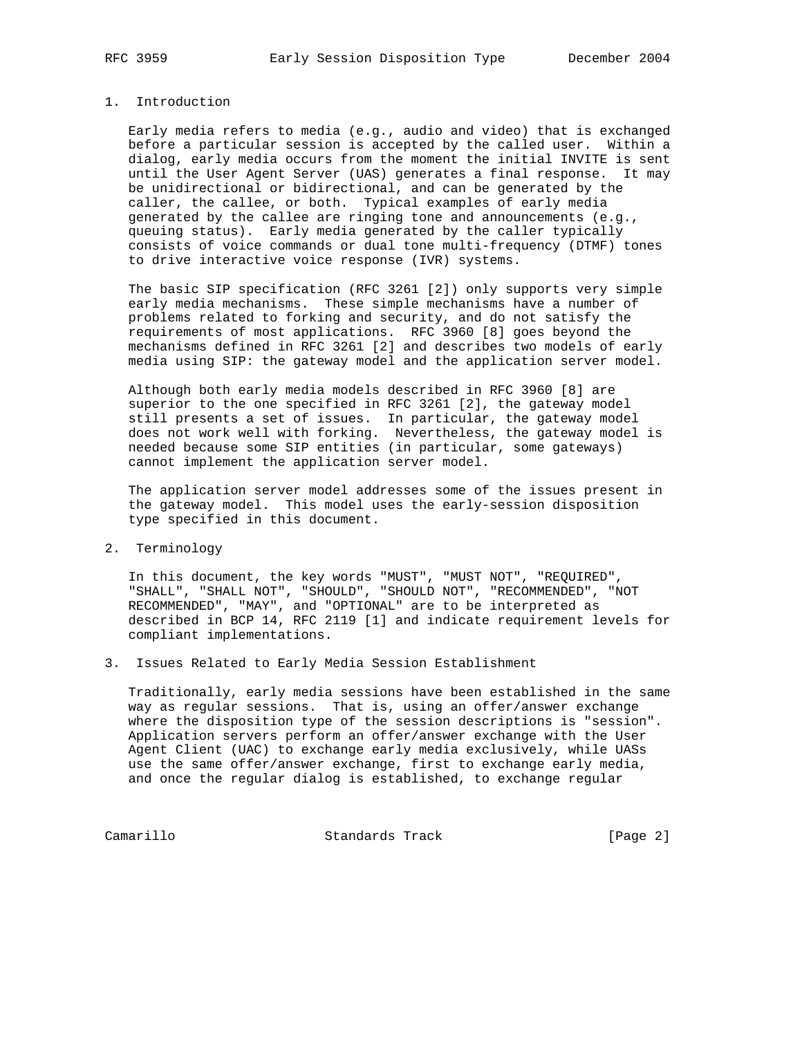## 1. Introduction

Early media refers to media (e.g., audio and video) that is exchanged before a particular session is accepted by the called user. Within a dialog, early media occurs from the moment the initial INVITE is sent until the User Agent Server (UAS) generates a final response. It may be unidirectional or bidirectional, and can be generated by the caller, the callee, or both. Typical examples of early media generated by the callee are ringing tone and announcements (e.g., queuing status). Early media generated by the caller typically consists of voice commands or dual tone multi-frequency (DTMF) tones to drive interactive voice response (IVR) systems.

The basic SIP specification (RFC 3261 [2]) only supports very simple early media mechanisms. These simple mechanisms have a number of problems related to forking and security, and do not satisfy the requirements of most applications. RFC 3960 [8] goes beyond the mechanisms defined in RFC 3261 [2] and describes two models of early media using SIP: the gateway model and the application server model.

Although both early media models described in RFC 3960 [8] are superior to the one specified in RFC 3261 [2], the gateway model still presents a set of issues. In particular, the gateway model does not work well with forking. Nevertheless, the gateway model is needed because some SIP entities (in particular, some gateways) cannot implement the application server model.

The application server model addresses some of the issues present in the gateway model. This model uses the early-session disposition type specified in this document.

## 2. Terminology

In this document, the key words "MUST", "MUST NOT", "REQUIRED", "SHALL", "SHALL NOT", "SHOULD", "SHOULD NOT", "RECOMMENDED", "NOT RECOMMENDED", "MAY", and "OPTIONAL" are to be interpreted as described in BCP 14, RFC 2119 [1] and indicate requirement levels for compliant implementations.

## 3. Issues Related to Early Media Session Establishment

Traditionally, early media sessions have been established in the same way as regular sessions. That is, using an offer/answer exchange where the disposition type of the session descriptions is "session". Application servers perform an offer/answer exchange with the User Agent Client (UAC) to exchange early media exclusively, while UASs use the same offer/answer exchange, first to exchange early media, and once the regular dialog is established, to exchange regular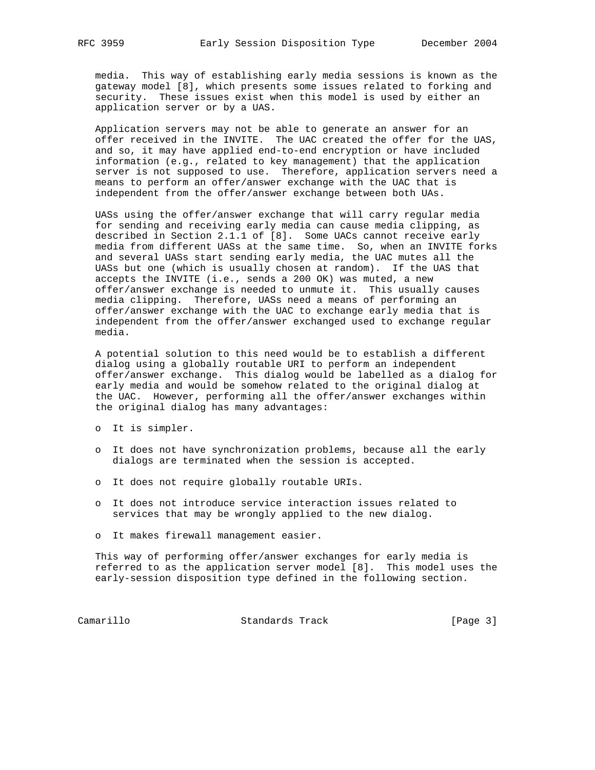media. This way of establishing early media sessions is known as the gateway model [8], which presents some issues related to forking and security. These issues exist when this model is used by either an application server or by a UAS.

Application servers may not be able to generate an answer for an offer received in the INVITE. The UAC created the offer for the UAS, and so, it may have applied end-to-end encryption or have included information (e.g., related to key management) that the application server is not supposed to use. Therefore, application servers need a means to perform an offer/answer exchange with the UAC that is independent from the offer/answer exchange between both UAs.

UASs using the offer/answer exchange that will carry regular media for sending and receiving early media can cause media clipping, as described in Section 2.1.1 of [8]. Some UACs cannot receive early media from different UASs at the same time. So, when an INVITE forks and several UASs start sending early media, the UAC mutes all the UASs but one (which is usually chosen at random). If the UAS that accepts the INVITE (i.e., sends a 200 OK) was muted, a new offer/answer exchange is needed to unmute it. This usually causes media clipping. Therefore, UASs need a means of performing an offer/answer exchange with the UAC to exchange early media that is independent from the offer/answer exchanged used to exchange regular media.

A potential solution to this need would be to establish a different dialog using a globally routable URI to perform an independent offer/answer exchange. This dialog would be labelled as a dialog for early media and would be somehow related to the original dialog at the UAC. However, performing all the offer/answer exchanges within the original dialog has many advantages:

- It is simpler.
- It does not have synchronization problems, because all the early dialogs are terminated when the session is accepted.
- It does not require globally routable URIs.
- It does not introduce service interaction issues related to services that may be wrongly applied to the new dialog.
- It makes firewall management easier.

This way of performing offer/answer exchanges for early media is referred to as the application server model [8]. This model uses the early-session disposition type defined in the following section.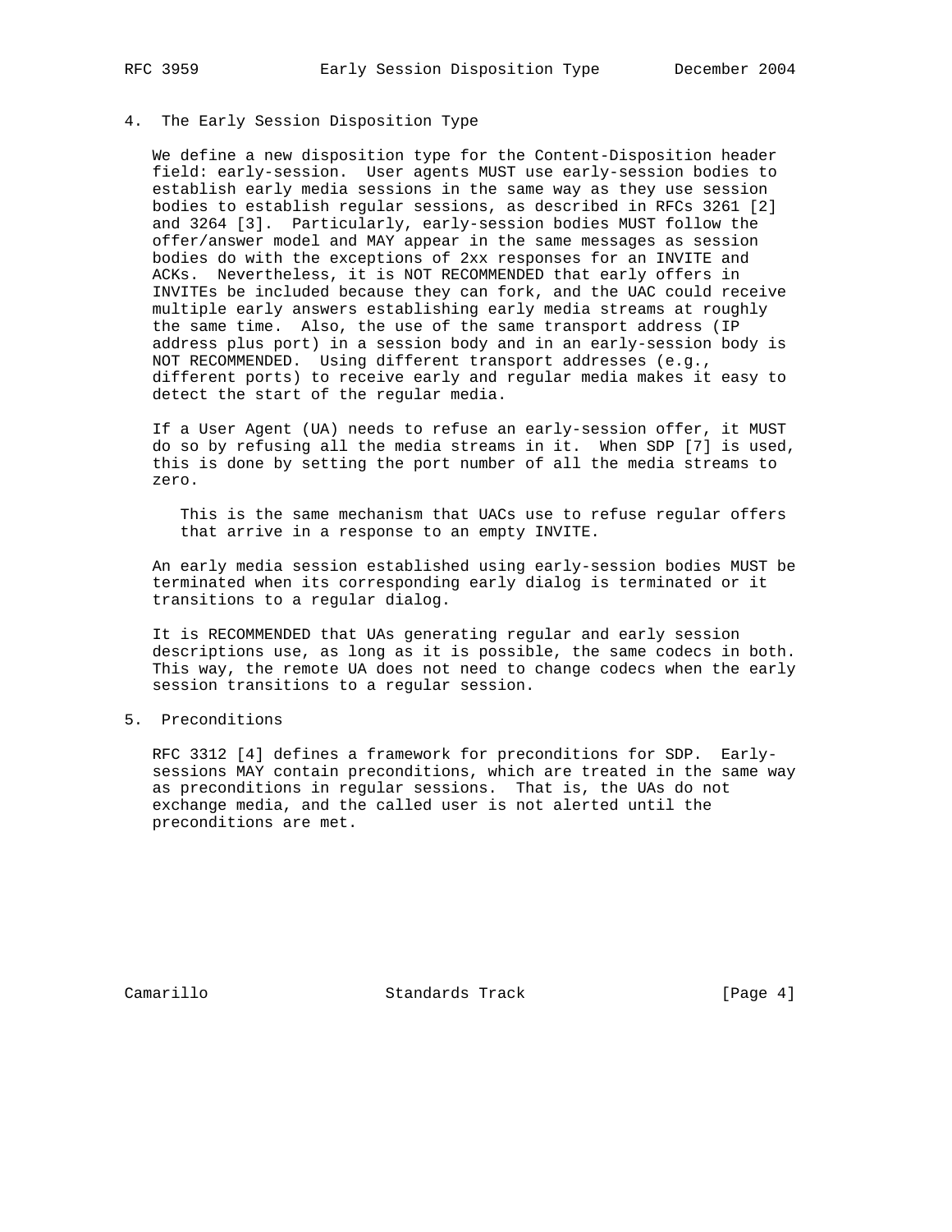## 4. The Early Session Disposition Type

We define a new disposition type for the Content-Disposition header field: early-session. User agents MUST use early-session bodies to establish early media sessions in the same way as they use session bodies to establish regular sessions, as described in RFCs 3261 [2] and 3264 [3]. Particularly, early-session bodies MUST follow the offer/answer model and MAY appear in the same messages as session bodies do with the exceptions of 2xx responses for an INVITE and ACKs. Nevertheless, it is NOT RECOMMENDED that early offers in INVITEs be included because they can fork, and the UAC could receive multiple early answers establishing early media streams at roughly the same time. Also, the use of the same transport address (IP address plus port) in a session body and in an early-session body is NOT RECOMMENDED. Using different transport addresses (e.g., different ports) to receive early and regular media makes it easy to detect the start of the regular media.

If a User Agent (UA) needs to refuse an early-session offer, it MUST do so by refusing all the media streams in it. When SDP [7] is used, this is done by setting the port number of all the media streams to zero.

> This is the same mechanism that UACs use to refuse regular offers that arrive in a response to an empty INVITE.

An early media session established using early-session bodies MUST be terminated when its corresponding early dialog is terminated or it transitions to a regular dialog.

It is RECOMMENDED that UAs generating regular and early session descriptions use, as long as it is possible, the same codecs in both. This way, the remote UA does not need to change codecs when the early session transitions to a regular session.

## 5. Preconditions

RFC 3312 [4] defines a framework for preconditions for SDP. Early-sessions MAY contain preconditions, which are treated in the same way as preconditions in regular sessions. That is, the UAs do not exchange media, and the called user is not alerted until the preconditions are met.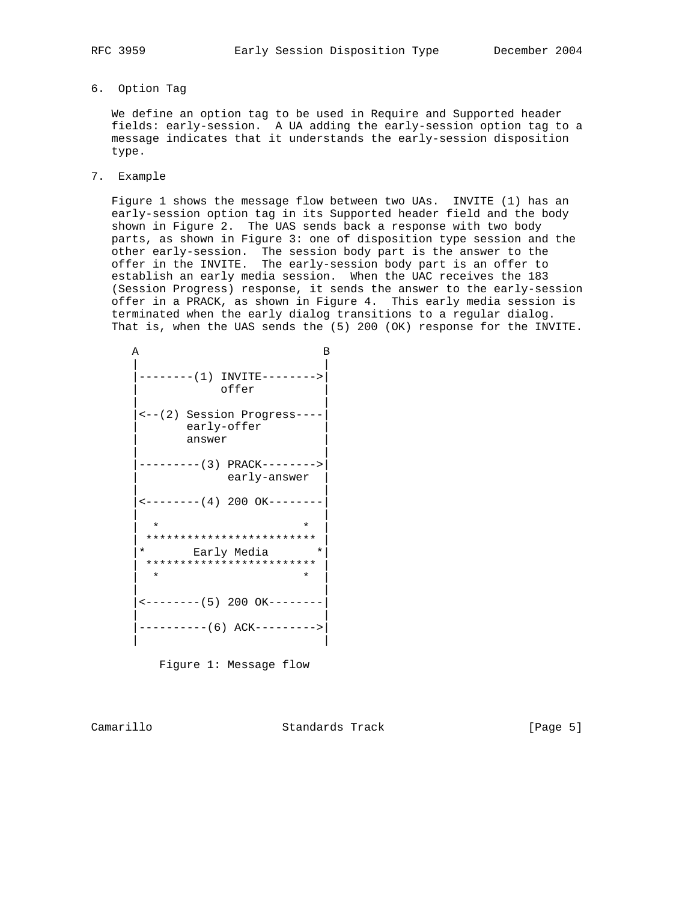## 6. Option Tag

We define an option tag to be used in Require and Supported header fields: early-session. A UA adding the early-session option tag to a message indicates that it understands the early-session disposition type.

## 7. Example

Figure 1 shows the message flow between two UAs. INVITE (1) has an early-session option tag in its Supported header field and the body shown in Figure 2. The UAS sends back a response with two body parts, as shown in Figure 3: one of disposition type session and the other early-session. The session body part is the answer to the offer in the INVITE. The early-session body part is an offer to establish an early media session. When the UAC receives the 183 (Session Progress) response, it sends the answer to the early-session offer in a PRACK, as shown in Figure 4. This early media session is terminated when the early dialog transitions to a regular dialog. That is, when the UAS sends the (5) 200 (OK) response for the INVITE.

```
 A                           B
 |                           |
 |--------(1) INVITE-------->|
 |            offer          |
 |                           |
 |<--(2) Session Progress----|
 |       early-offer         |
 |       answer              |
 |                           |
 |---------(3) PRACK-------->|
 |             early-answer  |
 |                           |
 |<--------(4) 200 OK--------|
 |                           |
 |  *                     *  |
 | ************************* |
 |*       Early Media       *|
 | ************************* |
 |  *                     *  |
 |                           |
 |<--------(5) 200 OK--------|
 |                           |
 |----------(6) ACK--------->|
 |                           |
```

Figure 1: Message flow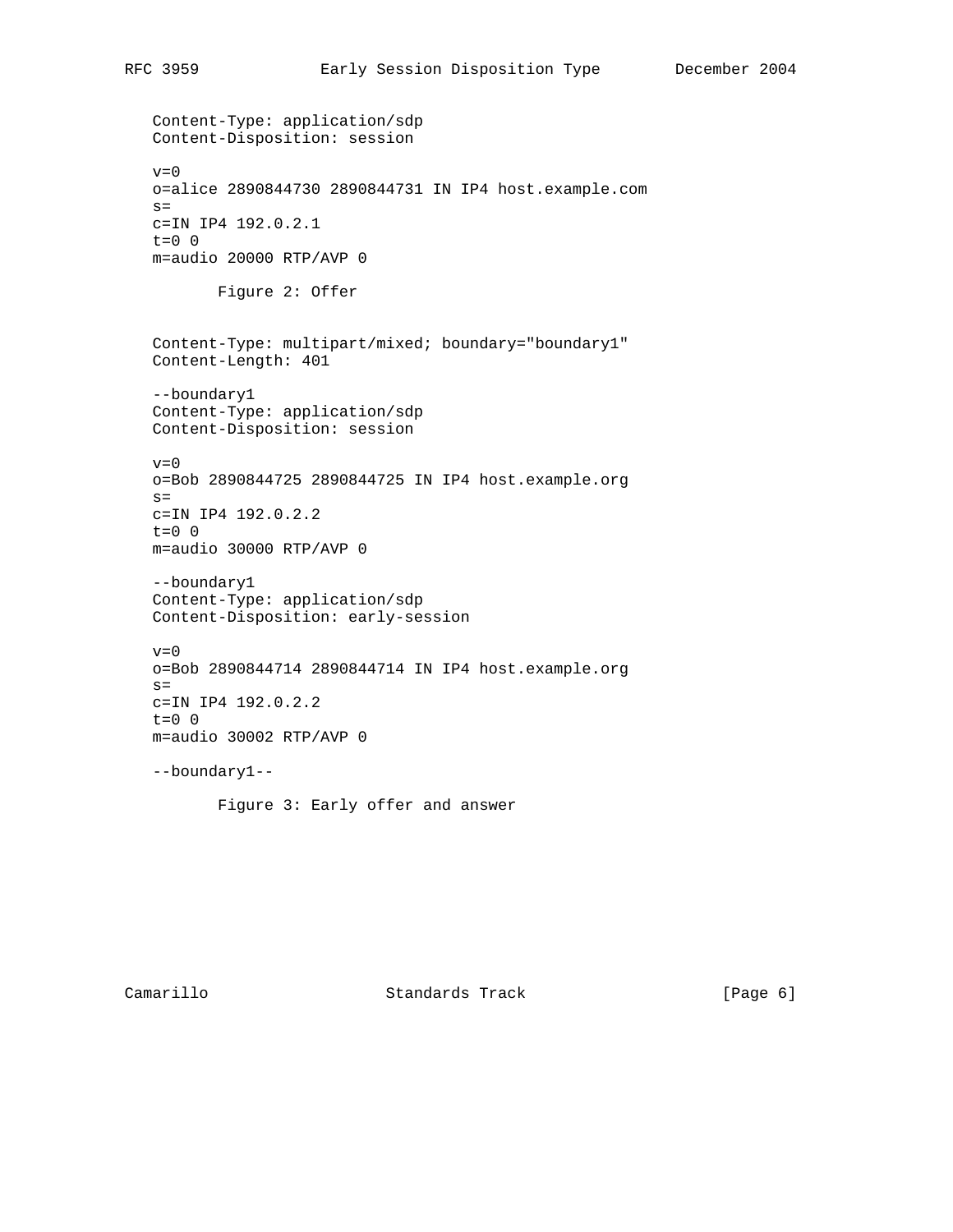```
Content-Type: application/sdp
Content-Disposition: session

v=0
o=alice 2890844730 2890844731 IN IP4 host.example.com
s=
c=IN IP4 192.0.2.1
t=0 0
m=audio 20000 RTP/AVP 0
```

Figure 2: Offer

```
Content-Type: multipart/mixed; boundary="boundary1"
Content-Length: 401

--boundary1
Content-Type: application/sdp
Content-Disposition: session

v=0
o=Bob 2890844725 2890844725 IN IP4 host.example.org
s=
c=IN IP4 192.0.2.2
t=0 0
m=audio 30000 RTP/AVP 0

--boundary1
Content-Type: application/sdp
Content-Disposition: early-session

v=0
o=Bob 2890844714 2890844714 IN IP4 host.example.org
s=
c=IN IP4 192.0.2.2
t=0 0
m=audio 30002 RTP/AVP 0

--boundary1--
```

Figure 3: Early offer and answer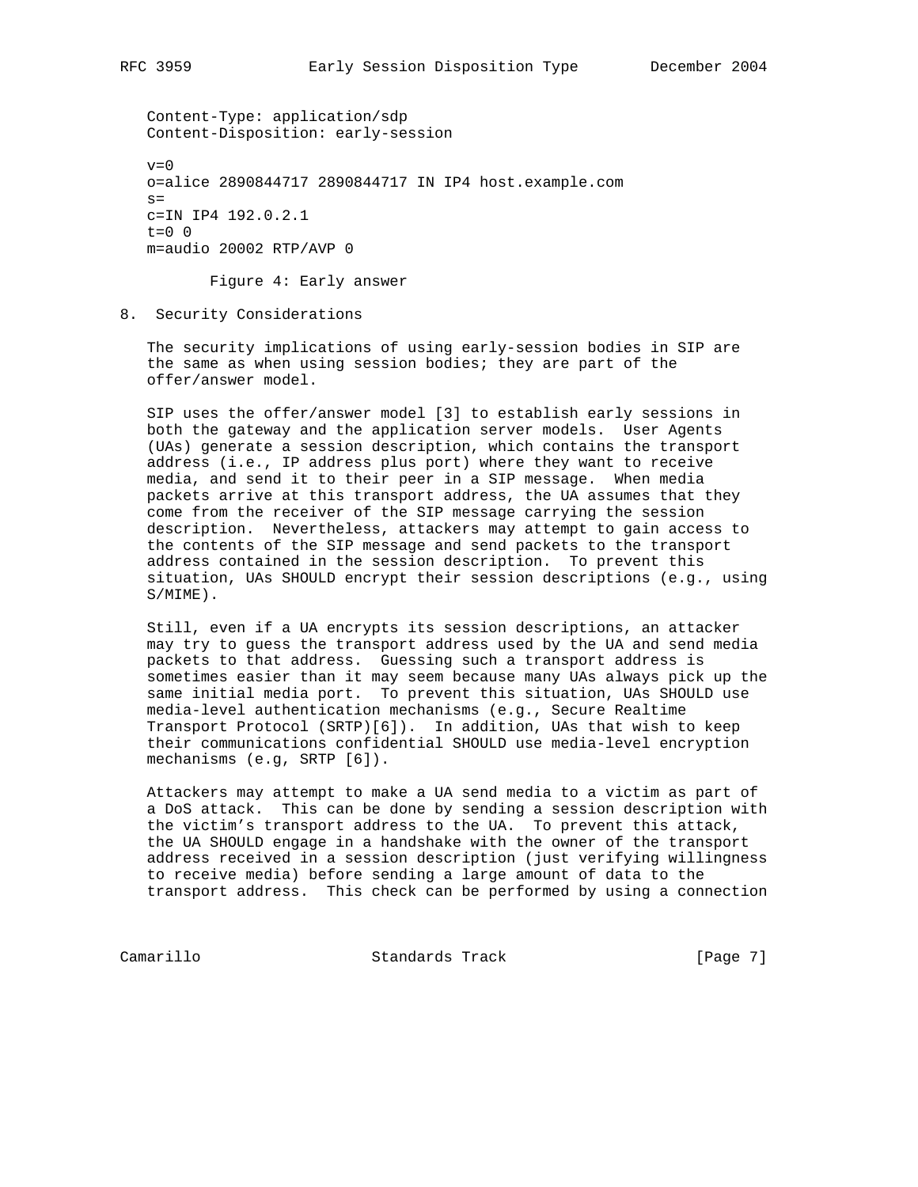```
Content-Type: application/sdp
Content-Disposition: early-session

v=0
o=alice 2890844717 2890844717 IN IP4 host.example.com
s=
c=IN IP4 192.0.2.1
t=0 0
m=audio 20002 RTP/AVP 0
```

Figure 4: Early answer

## 8. Security Considerations

The security implications of using early-session bodies in SIP are the same as when using session bodies; they are part of the offer/answer model.

SIP uses the offer/answer model [3] to establish early sessions in both the gateway and the application server models. User Agents (UAs) generate a session description, which contains the transport address (i.e., IP address plus port) where they want to receive media, and send it to their peer in a SIP message. When media packets arrive at this transport address, the UA assumes that they come from the receiver of the SIP message carrying the session description. Nevertheless, attackers may attempt to gain access to the contents of the SIP message and send packets to the transport address contained in the session description. To prevent this situation, UAs SHOULD encrypt their session descriptions (e.g., using S/MIME).

Still, even if a UA encrypts its session descriptions, an attacker may try to guess the transport address used by the UA and send media packets to that address. Guessing such a transport address is sometimes easier than it may seem because many UAs always pick up the same initial media port. To prevent this situation, UAs SHOULD use media-level authentication mechanisms (e.g., Secure Realtime Transport Protocol (SRTP)[6]). In addition, UAs that wish to keep their communications confidential SHOULD use media-level encryption mechanisms (e.g, SRTP [6]).

Attackers may attempt to make a UA send media to a victim as part of a DoS attack. This can be done by sending a session description with the victim's transport address to the UA. To prevent this attack, the UA SHOULD engage in a handshake with the owner of the transport address received in a session description (just verifying willingness to receive media) before sending a large amount of data to the transport address. This check can be performed by using a connection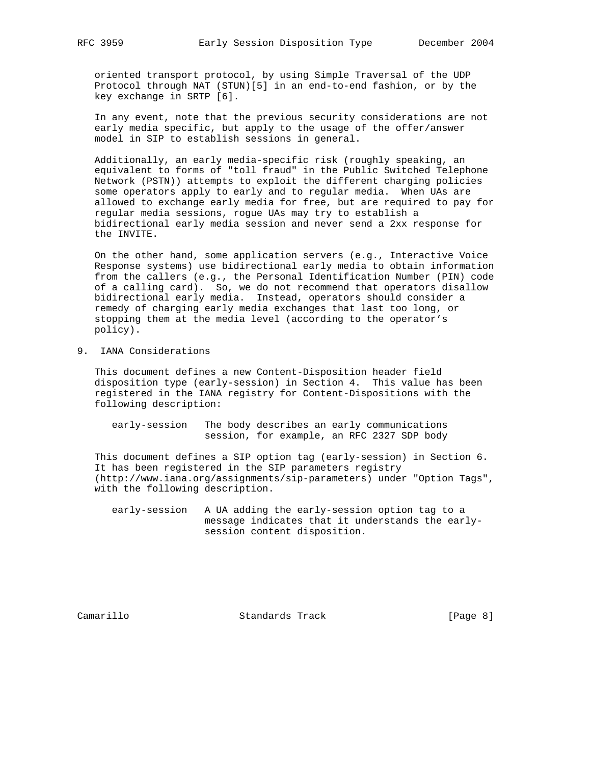oriented transport protocol, by using Simple Traversal of the UDP Protocol through NAT (STUN)[5] in an end-to-end fashion, or by the key exchange in SRTP [6].

In any event, note that the previous security considerations are not early media specific, but apply to the usage of the offer/answer model in SIP to establish sessions in general.

Additionally, an early media-specific risk (roughly speaking, an equivalent to forms of "toll fraud" in the Public Switched Telephone Network (PSTN)) attempts to exploit the different charging policies some operators apply to early and to regular media. When UAs are allowed to exchange early media for free, but are required to pay for regular media sessions, rogue UAs may try to establish a bidirectional early media session and never send a 2xx response for the INVITE.

On the other hand, some application servers (e.g., Interactive Voice Response systems) use bidirectional early media to obtain information from the callers (e.g., the Personal Identification Number (PIN) code of a calling card). So, we do not recommend that operators disallow bidirectional early media. Instead, operators should consider a remedy of charging early media exchanges that last too long, or stopping them at the media level (according to the operator's policy).

## 9. IANA Considerations

This document defines a new Content-Disposition header field disposition type (early-session) in Section 4. This value has been registered in the IANA registry for Content-Dispositions with the following description:

```
early-session   The body describes an early communications
                session, for example, an RFC 2327 SDP body
```

This document defines a SIP option tag (early-session) in Section 6. It has been registered in the SIP parameters registry (http://www.iana.org/assignments/sip-parameters) under "Option Tags", with the following description.

```
early-session   A UA adding the early-session option tag to a
                message indicates that it understands the early-
                session content disposition.
```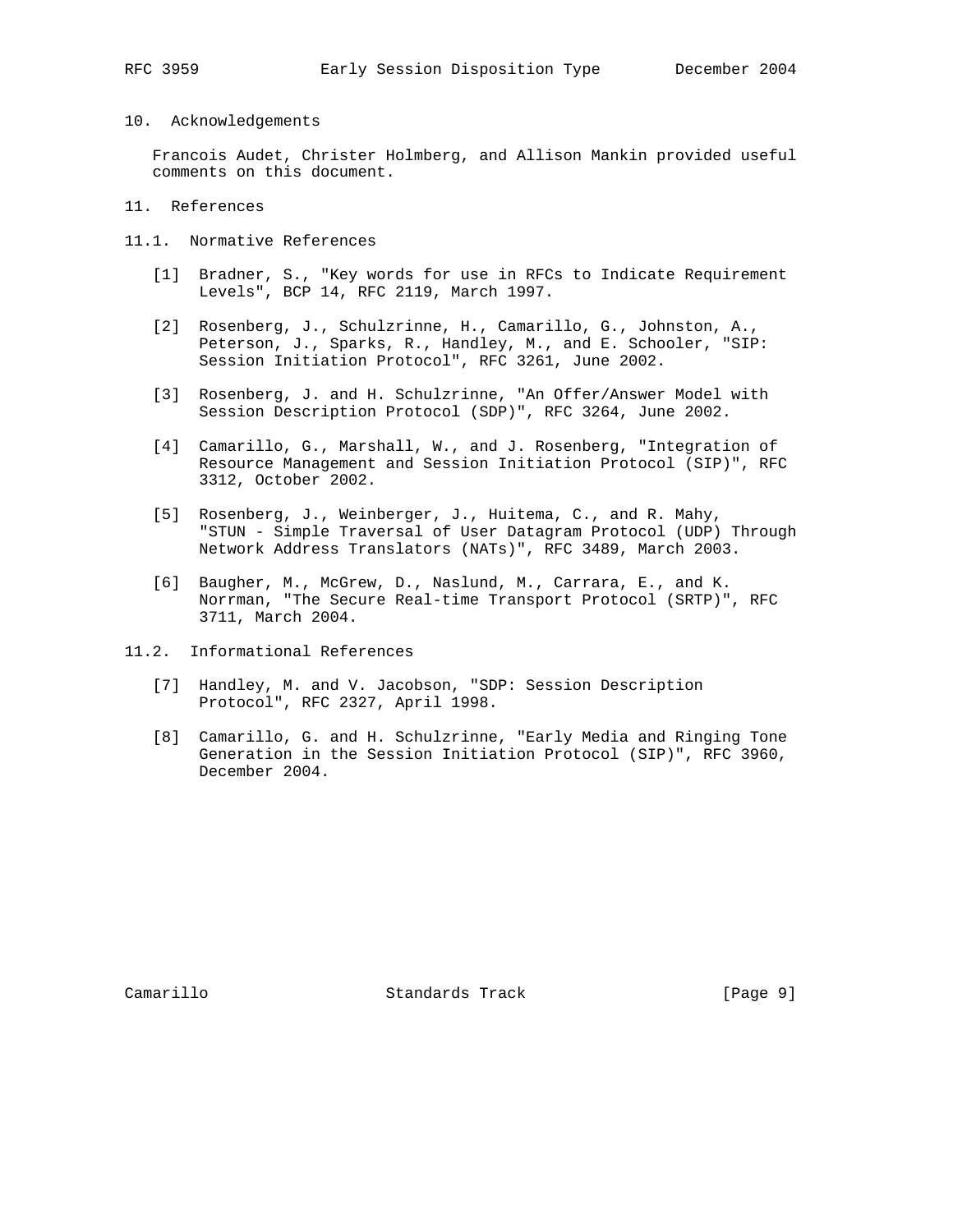## 10. Acknowledgements

Francois Audet, Christer Holmberg, and Allison Mankin provided useful comments on this document.

## 11. References

### 11.1. Normative References

[1] Bradner, S., "Key words for use in RFCs to Indicate Requirement Levels", BCP 14, RFC 2119, March 1997.

[2] Rosenberg, J., Schulzrinne, H., Camarillo, G., Johnston, A., Peterson, J., Sparks, R., Handley, M., and E. Schooler, "SIP: Session Initiation Protocol", RFC 3261, June 2002.

[3] Rosenberg, J. and H. Schulzrinne, "An Offer/Answer Model with Session Description Protocol (SDP)", RFC 3264, June 2002.

[4] Camarillo, G., Marshall, W., and J. Rosenberg, "Integration of Resource Management and Session Initiation Protocol (SIP)", RFC 3312, October 2002.

[5] Rosenberg, J., Weinberger, J., Huitema, C., and R. Mahy, "STUN - Simple Traversal of User Datagram Protocol (UDP) Through Network Address Translators (NATs)", RFC 3489, March 2003.

[6] Baugher, M., McGrew, D., Naslund, M., Carrara, E., and K. Norrman, "The Secure Real-time Transport Protocol (SRTP)", RFC 3711, March 2004.

### 11.2. Informational References

[7] Handley, M. and V. Jacobson, "SDP: Session Description Protocol", RFC 2327, April 1998.

[8] Camarillo, G. and H. Schulzrinne, "Early Media and Ringing Tone Generation in the Session Initiation Protocol (SIP)", RFC 3960, December 2004.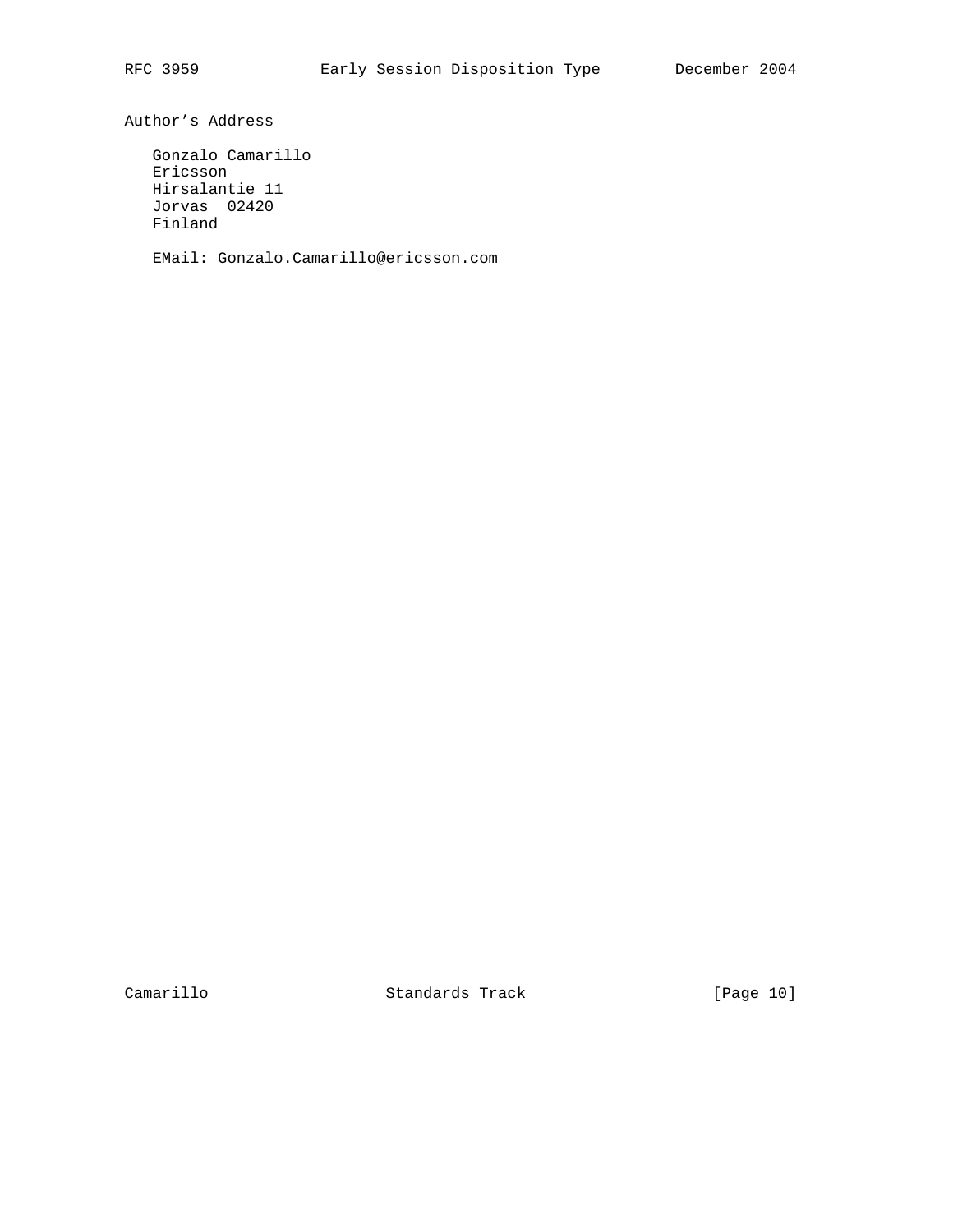## Author's Address

Gonzalo Camarillo
Ericsson
Hirsalantie 11
Jorvas  02420
Finland

EMail: Gonzalo.Camarillo@ericsson.com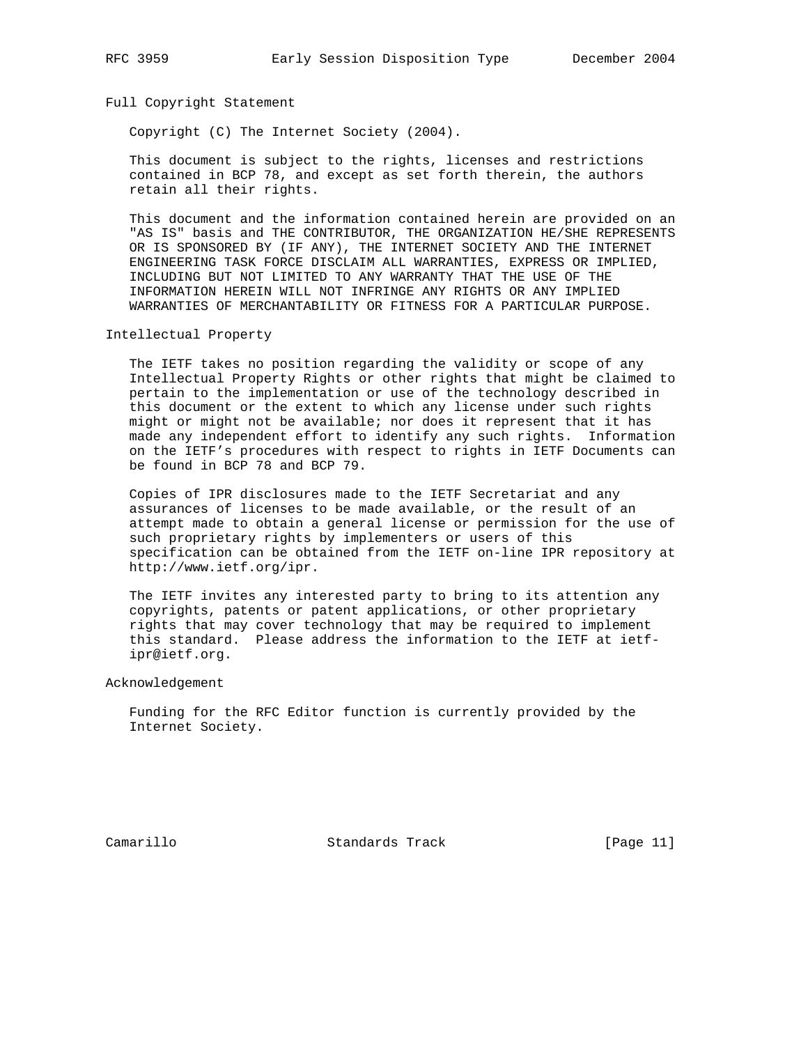## Full Copyright Statement

Copyright (C) The Internet Society (2004).

This document is subject to the rights, licenses and restrictions contained in BCP 78, and except as set forth therein, the authors retain all their rights.

This document and the information contained herein are provided on an "AS IS" basis and THE CONTRIBUTOR, THE ORGANIZATION HE/SHE REPRESENTS OR IS SPONSORED BY (IF ANY), THE INTERNET SOCIETY AND THE INTERNET ENGINEERING TASK FORCE DISCLAIM ALL WARRANTIES, EXPRESS OR IMPLIED, INCLUDING BUT NOT LIMITED TO ANY WARRANTY THAT THE USE OF THE INFORMATION HEREIN WILL NOT INFRINGE ANY RIGHTS OR ANY IMPLIED WARRANTIES OF MERCHANTABILITY OR FITNESS FOR A PARTICULAR PURPOSE.

## Intellectual Property

The IETF takes no position regarding the validity or scope of any Intellectual Property Rights or other rights that might be claimed to pertain to the implementation or use of the technology described in this document or the extent to which any license under such rights might or might not be available; nor does it represent that it has made any independent effort to identify any such rights. Information on the IETF's procedures with respect to rights in IETF Documents can be found in BCP 78 and BCP 79.

Copies of IPR disclosures made to the IETF Secretariat and any assurances of licenses to be made available, or the result of an attempt made to obtain a general license or permission for the use of such proprietary rights by implementers or users of this specification can be obtained from the IETF on-line IPR repository at http://www.ietf.org/ipr.

The IETF invites any interested party to bring to its attention any copyrights, patents or patent applications, or other proprietary rights that may cover technology that may be required to implement this standard. Please address the information to the IETF at ietf-ipr@ietf.org.

## Acknowledgement

Funding for the RFC Editor function is currently provided by the Internet Society.